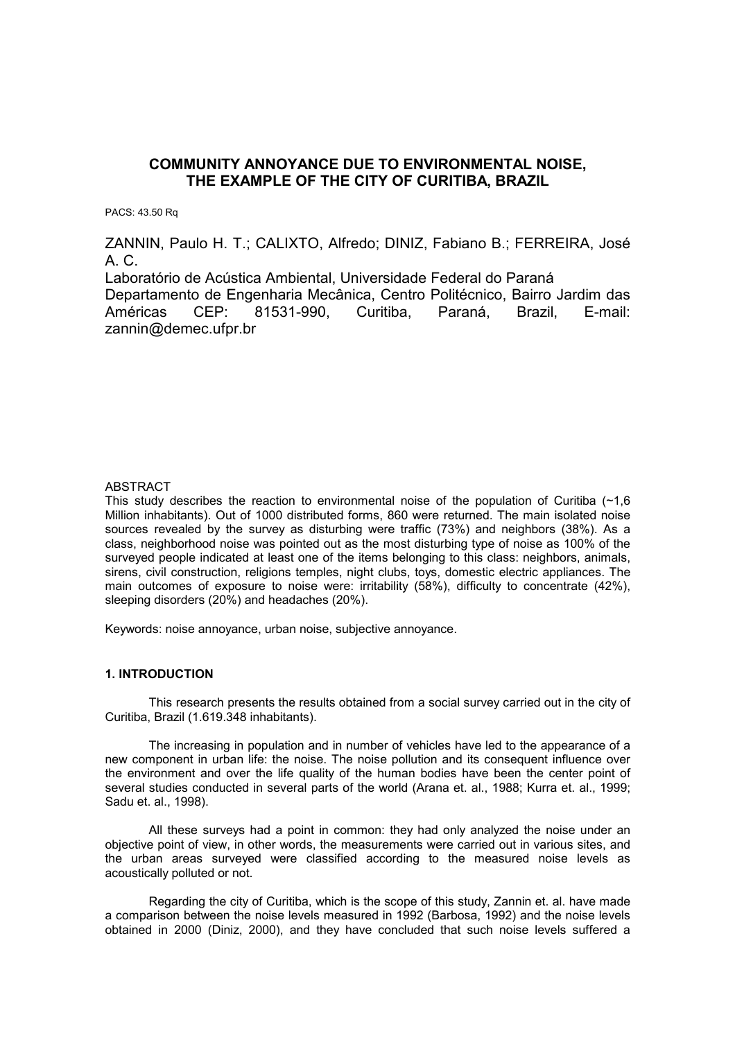# COMMUNITY ANNOYANCE DUE TO ENVIRONMENTAL NOISE, THE EXAMPLE OF THE CITY OF CURITIBA, BRAZIL

PACS: 43.50 Rq

ZANNIN, Paulo H. T.; CALIXTO, Alfredo; DINIZ, Fabiano B.; FERREIRA, José A. C.

Laboratório de Acústica Ambiental, Universidade Federal do Paraná
Departamento de Engenharia Mecânica, Centro Politécnico, Bairro Jardim das Américas CEP: 81531-990, Curitiba, Paraná, Brazil, E-mail: zannin@demec.ufpr.br

ABSTRACT

This study describes the reaction to environmental noise of the population of Curitiba (~1,6 Million inhabitants). Out of 1000 distributed forms, 860 were returned. The main isolated noise sources revealed by the survey as disturbing were traffic (73%) and neighbors (38%). As a class, neighborhood noise was pointed out as the most disturbing type of noise as 100% of the surveyed people indicated at least one of the items belonging to this class: neighbors, animals, sirens, civil construction, religions temples, night clubs, toys, domestic electric appliances. The main outcomes of exposure to noise were: irritability (58%), difficulty to concentrate (42%), sleeping disorders (20%) and headaches (20%).

Keywords: noise annoyance, urban noise, subjective annoyance.

## 1. INTRODUCTION

This research presents the results obtained from a social survey carried out in the city of Curitiba, Brazil (1.619.348 inhabitants).

The increasing in population and in number of vehicles have led to the appearance of a new component in urban life: the noise. The noise pollution and its consequent influence over the environment and over the life quality of the human bodies have been the center point of several studies conducted in several parts of the world (Arana et. al., 1988; Kurra et. al., 1999; Sadu et. al., 1998).

All these surveys had a point in common: they had only analyzed the noise under an objective point of view, in other words, the measurements were carried out in various sites, and the urban areas surveyed were classified according to the measured noise levels as acoustically polluted or not.

Regarding the city of Curitiba, which is the scope of this study, Zannin et. al. have made a comparison between the noise levels measured in 1992 (Barbosa, 1992) and the noise levels obtained in 2000 (Diniz, 2000), and they have concluded that such noise levels suffered a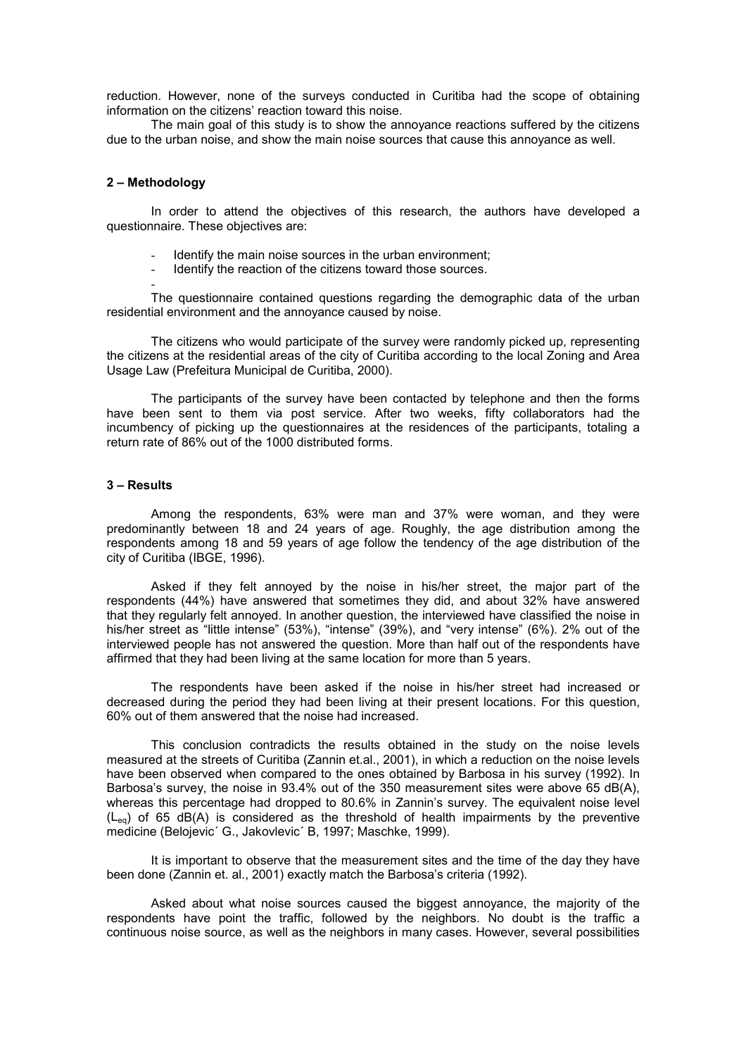reduction. However, none of the surveys conducted in Curitiba had the scope of obtaining information on the citizens' reaction toward this noise.

The main goal of this study is to show the annoyance reactions suffered by the citizens due to the urban noise, and show the main noise sources that cause this annoyance as well.

## 2 – Methodology

In order to attend the objectives of this research, the authors have developed a questionnaire. These objectives are:

- Identify the main noise sources in the urban environment;
- Identify the reaction of the citizens toward those sources.
-

The questionnaire contained questions regarding the demographic data of the urban residential environment and the annoyance caused by noise.

The citizens who would participate of the survey were randomly picked up, representing the citizens at the residential areas of the city of Curitiba according to the local Zoning and Area Usage Law (Prefeitura Municipal de Curitiba, 2000).

The participants of the survey have been contacted by telephone and then the forms have been sent to them via post service. After two weeks, fifty collaborators had the incumbency of picking up the questionnaires at the residences of the participants, totaling a return rate of 86% out of the 1000 distributed forms.

## 3 – Results

Among the respondents, 63% were man and 37% were woman, and they were predominantly between 18 and 24 years of age. Roughly, the age distribution among the respondents among 18 and 59 years of age follow the tendency of the age distribution of the city of Curitiba (IBGE, 1996).

Asked if they felt annoyed by the noise in his/her street, the major part of the respondents (44%) have answered that sometimes they did, and about 32% have answered that they regularly felt annoyed. In another question, the interviewed have classified the noise in his/her street as "little intense" (53%), "intense" (39%), and "very intense" (6%). 2% out of the interviewed people has not answered the question. More than half out of the respondents have affirmed that they had been living at the same location for more than 5 years.

The respondents have been asked if the noise in his/her street had increased or decreased during the period they had been living at their present locations. For this question, 60% out of them answered that the noise had increased.

This conclusion contradicts the results obtained in the study on the noise levels measured at the streets of Curitiba (Zannin et.al., 2001), in which a reduction on the noise levels have been observed when compared to the ones obtained by Barbosa in his survey (1992). In Barbosa's survey, the noise in 93.4% out of the 350 measurement sites were above 65 dB(A), whereas this percentage had dropped to 80.6% in Zannin's survey. The equivalent noise level ($L_{eq}$) of 65 dB(A) is considered as the threshold of health impairments by the preventive medicine (Belojevic´ G., Jakovlevic´ B, 1997; Maschke, 1999).

It is important to observe that the measurement sites and the time of the day they have been done (Zannin et. al., 2001) exactly match the Barbosa's criteria (1992).

Asked about what noise sources caused the biggest annoyance, the majority of the respondents have point the traffic, followed by the neighbors. No doubt is the traffic a continuous noise source, as well as the neighbors in many cases. However, several possibilities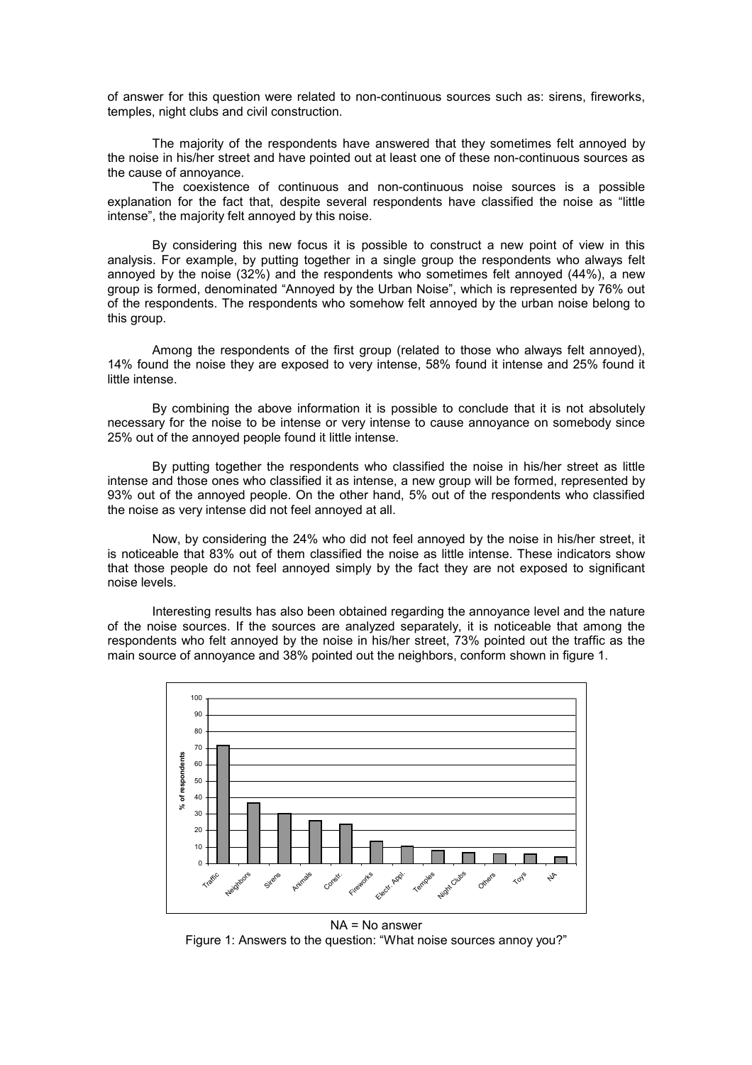of answer for this question were related to non-continuous sources such as: sirens, fireworks, temples, night clubs and civil construction.

The majority of the respondents have answered that they sometimes felt annoyed by the noise in his/her street and have pointed out at least one of these non-continuous sources as the cause of annoyance.

The coexistence of continuous and non-continuous noise sources is a possible explanation for the fact that, despite several respondents have classified the noise as "little intense", the majority felt annoyed by this noise.

By considering this new focus it is possible to construct a new point of view in this analysis. For example, by putting together in a single group the respondents who always felt annoyed by the noise (32%) and the respondents who sometimes felt annoyed (44%), a new group is formed, denominated "Annoyed by the Urban Noise", which is represented by 76% out of the respondents. The respondents who somehow felt annoyed by the urban noise belong to this group.

Among the respondents of the first group (related to those who always felt annoyed), 14% found the noise they are exposed to very intense, 58% found it intense and 25% found it little intense.

By combining the above information it is possible to conclude that it is not absolutely necessary for the noise to be intense or very intense to cause annoyance on somebody since 25% out of the annoyed people found it little intense.

By putting together the respondents who classified the noise in his/her street as little intense and those ones who classified it as intense, a new group will be formed, represented by 93% out of the annoyed people. On the other hand, 5% out of the respondents who classified the noise as very intense did not feel annoyed at all.

Now, by considering the 24% who did not feel annoyed by the noise in his/her street, it is noticeable that 83% out of them classified the noise as little intense. These indicators show that those people do not feel annoyed simply by the fact they are not exposed to significant noise levels.

Interesting results has also been obtained regarding the annoyance level and the nature of the noise sources. If the sources are analyzed separately, it is noticeable that among the respondents who felt annoyed by the noise in his/her street, 73% pointed out the traffic as the main source of annoyance and 38% pointed out the neighbors, conform shown in figure 1.

% of respondents

100
90
80
70
60
50
40
30
20
10
0

Traffic
Neighbors
Sirens
Animals
Constr.
Fireworks
Electr. Appl.
Temples
Night Clubs
Others
Toys
NA

NA = No answer

Figure 1: Answers to the question: "What noise sources annoy you?"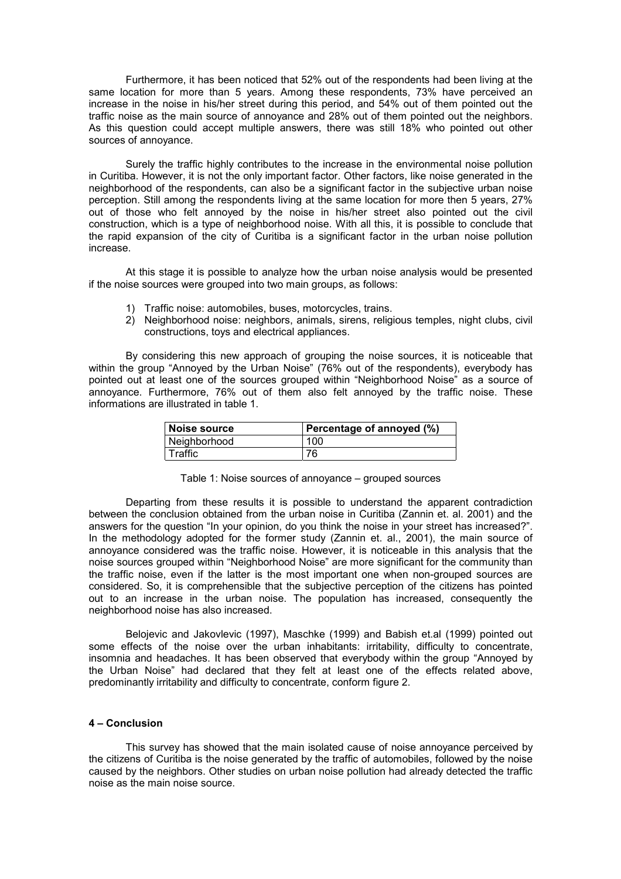Furthermore, it has been noticed that 52% out of the respondents had been living at the same location for more than 5 years. Among these respondents, 73% have perceived an increase in the noise in his/her street during this period, and 54% out of them pointed out the traffic noise as the main source of annoyance and 28% out of them pointed out the neighbors. As this question could accept multiple answers, there was still 18% who pointed out other sources of annoyance.

Surely the traffic highly contributes to the increase in the environmental noise pollution in Curitiba. However, it is not the only important factor. Other factors, like noise generated in the neighborhood of the respondents, can also be a significant factor in the subjective urban noise perception. Still among the respondents living at the same location for more then 5 years, 27% out of those who felt annoyed by the noise in his/her street also pointed out the civil construction, which is a type of neighborhood noise. With all this, it is possible to conclude that the rapid expansion of the city of Curitiba is a significant factor in the urban noise pollution increase.

At this stage it is possible to analyze how the urban noise analysis would be presented if the noise sources were grouped into two main groups, as follows:

1) Traffic noise: automobiles, buses, motorcycles, trains.
2) Neighborhood noise: neighbors, animals, sirens, religious temples, night clubs, civil constructions, toys and electrical appliances.

By considering this new approach of grouping the noise sources, it is noticeable that within the group "Annoyed by the Urban Noise" (76% out of the respondents), everybody has pointed out at least one of the sources grouped within "Neighborhood Noise" as a source of annoyance. Furthermore, 76% out of them also felt annoyed by the traffic noise. These informations are illustrated in table 1.

| Noise source | Percentage of annoyed (%) |
|---|---|
| Neighborhood | 100 |
| Traffic | 76 |

Table 1: Noise sources of annoyance – grouped sources

Departing from these results it is possible to understand the apparent contradiction between the conclusion obtained from the urban noise in Curitiba (Zannin et. al. 2001) and the answers for the question "In your opinion, do you think the noise in your street has increased?". In the methodology adopted for the former study (Zannin et. al., 2001), the main source of annoyance considered was the traffic noise. However, it is noticeable in this analysis that the noise sources grouped within "Neighborhood Noise" are more significant for the community than the traffic noise, even if the latter is the most important one when non-grouped sources are considered. So, it is comprehensible that the subjective perception of the citizens has pointed out to an increase in the urban noise. The population has increased, consequently the neighborhood noise has also increased.

Belojevic and Jakovlevic (1997), Maschke (1999) and Babish et.al (1999) pointed out some effects of the noise over the urban inhabitants: irritability, difficulty to concentrate, insomnia and headaches. It has been observed that everybody within the group "Annoyed by the Urban Noise" had declared that they felt at least one of the effects related above, predominantly irritability and difficulty to concentrate, conform figure 2.

## 4 – Conclusion

This survey has showed that the main isolated cause of noise annoyance perceived by the citizens of Curitiba is the noise generated by the traffic of automobiles, followed by the noise caused by the neighbors. Other studies on urban noise pollution had already detected the traffic noise as the main noise source.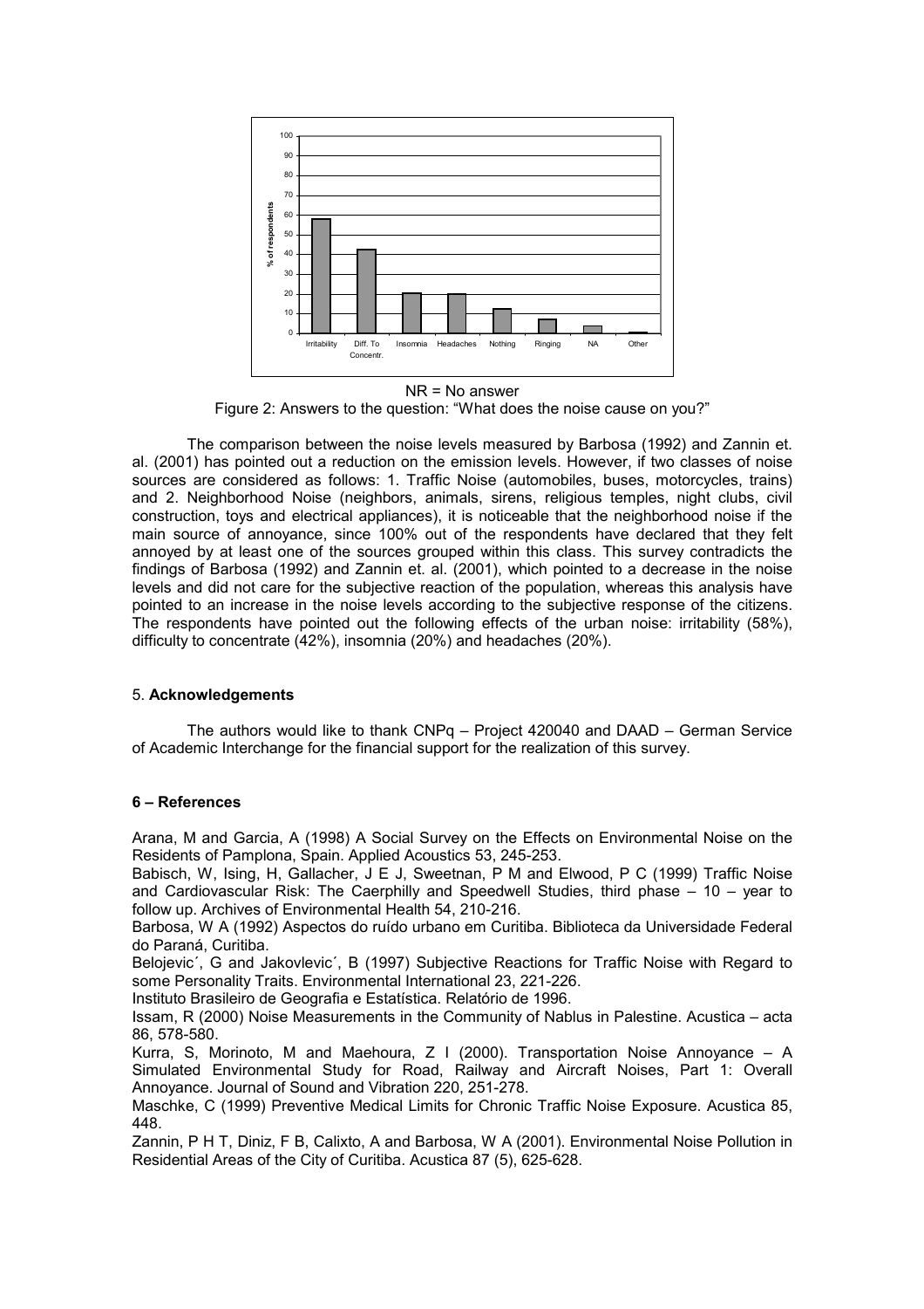100
90
80
70
60
50
40
30
20
10
0

% of respondents

Irritability
Diff. To Concentr.
Insomnia
Headaches
Nothing
Ringing
NA
Other

NR = No answer

Figure 2: Answers to the question: "What does the noise cause on you?"

The comparison between the noise levels measured by Barbosa (1992) and Zannin et. al. (2001) has pointed out a reduction on the emission levels. However, if two classes of noise sources are considered as follows: 1. Traffic Noise (automobiles, buses, motorcycles, trains) and 2. Neighborhood Noise (neighbors, animals, sirens, religious temples, night clubs, civil construction, toys and electrical appliances), it is noticeable that the neighborhood noise if the main source of annoyance, since 100% out of the respondents have declared that they felt annoyed by at least one of the sources grouped within this class. This survey contradicts the findings of Barbosa (1992) and Zannin et. al. (2001), which pointed to a decrease in the noise levels and did not care for the subjective reaction of the population, whereas this analysis have pointed to an increase in the noise levels according to the subjective response of the citizens. The respondents have pointed out the following effects of the urban noise: irritability (58%), difficulty to concentrate (42%), insomnia (20%) and headaches (20%).

## 5. **Acknowledgements**

The authors would like to thank CNPq – Project 420040 and DAAD – German Service of Academic Interchange for the financial support for the realization of this survey.

## **6 – References**

Arana, M and Garcia, A (1998) A Social Survey on the Effects on Environmental Noise on the Residents of Pamplona, Spain. Applied Acoustics 53, 245-253.

Babisch, W, Ising, H, Gallacher, J E J, Sweetnan, P M and Elwood, P C (1999) Traffic Noise and Cardiovascular Risk: The Caerphilly and Speedwell Studies, third phase – 10 – year to follow up. Archives of Environmental Health 54, 210-216.

Barbosa, W A (1992) Aspectos do ruído urbano em Curitiba. Biblioteca da Universidade Federal do Paraná, Curitiba.

Belojevic´, G and Jakovlevic´, B (1997) Subjective Reactions for Traffic Noise with Regard to some Personality Traits. Environmental International 23, 221-226.

Instituto Brasileiro de Geografia e Estatística. Relatório de 1996.

Issam, R (2000) Noise Measurements in the Community of Nablus in Palestine. Acustica – acta 86, 578-580.

Kurra, S, Morinoto, M and Maehoura, Z I (2000). Transportation Noise Annoyance – A Simulated Environmental Study for Road, Railway and Aircraft Noises, Part 1: Overall Annoyance. Journal of Sound and Vibration 220, 251-278.

Maschke, C (1999) Preventive Medical Limits for Chronic Traffic Noise Exposure. Acustica 85, 448.

Zannin, P H T, Diniz, F B, Calixto, A and Barbosa, W A (2001). Environmental Noise Pollution in Residential Areas of the City of Curitiba. Acustica 87 (5), 625-628.